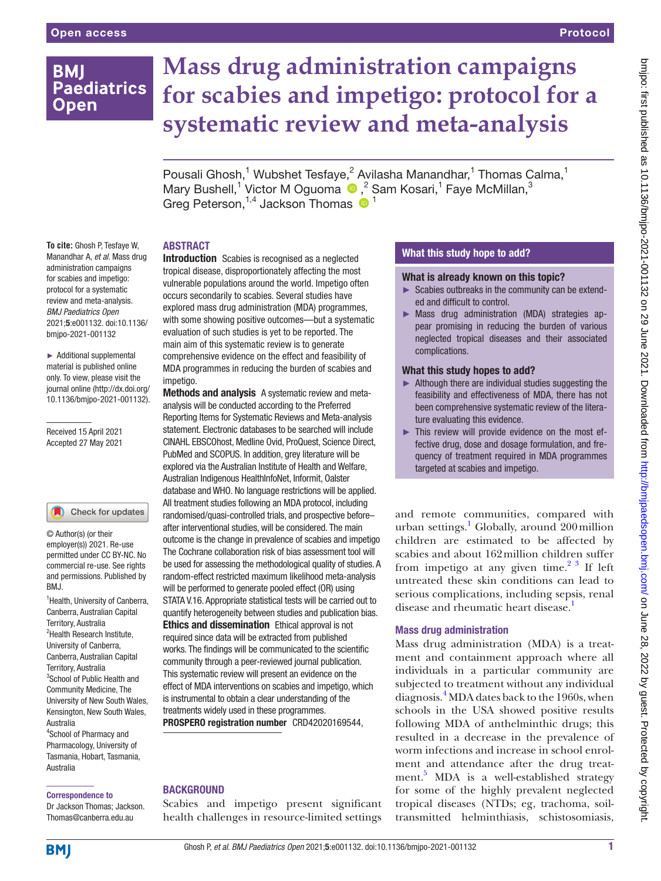# Mass drug administration campaigns for scabies and impetigo: protocol for a systematic review and meta-analysis

Pousali Ghosh,[1] Wubshet Tesfaye,[2] Avilasha Manandhar,[1] Thomas Calma,[1] Mary Bushell,[1] Victor M Oguoma,[2] Sam Kosari,[1] Faye McMillan,[3] Greg Peterson,[1,4] Jackson Thomas[1]

**To cite:** Ghosh P, Tesfaye W, Manandhar A, *et al*. Mass drug administration campaigns for scabies and impetigo: protocol for a systematic review and meta-analysis. *BMJ Paediatrics Open* 2021;**5**:e001132. doi:10.1136/bmjpo-2021-001132

► Additional supplemental material is published online only. To view, please visit the journal online (http://dx.doi.org/10.1136/bmjpo-2021-001132).

Received 15 April 2021
Accepted 27 May 2021

© Author(s) (or their employer(s)) 2021. Re-use permitted under CC BY-NC. No commercial re-use. See rights and permissions. Published by BMJ.

[1]Health, University of Canberra, Canberra, Australian Capital Territory, Australia
[2]Health Research Institute, University of Canberra, Canberra, Australian Capital Territory, Australia
[3]School of Public Health and Community Medicine, The University of New South Wales, Kensington, New South Wales, Australia
[4]School of Pharmacy and Pharmacology, University of Tasmania, Hobart, Tasmania, Australia

**Correspondence to**
Dr Jackson Thomas; Jackson.Thomas@canberra.edu.au

## ABSTRACT

**Introduction** Scabies is recognised as a neglected tropical disease, disproportionately affecting the most vulnerable populations around the world. Impetigo often occurs secondarily to scabies. Several studies have explored mass drug administration (MDA) programmes, with some showing positive outcomes—but a systematic evaluation of such studies is yet to be reported. The main aim of this systematic review is to generate comprehensive evidence on the effect and feasibility of MDA programmes in reducing the burden of scabies and impetigo.

**Methods and analysis** A systematic review and meta-analysis will be conducted according to the Preferred Reporting Items for Systematic Reviews and Meta-analysis statement. Electronic databases to be searched will include CINAHL EBSCOhost, Medline Ovid, ProQuest, Science Direct, PubMed and SCOPUS. In addition, grey literature will be explored via the Australian Institute of Health and Welfare, Australian Indigenous HealthInfoNet, Informit, Oalster database and WHO. No language restrictions will be applied. All treatment studies following an MDA protocol, including randomised/quasi-controlled trials, and prospective before–after interventional studies, will be considered. The main outcome is the change in prevalence of scabies and impetigo The Cochrane collaboration risk of bias assessment tool will be used for assessing the methodological quality of studies. A random-effect restricted maximum likelihood meta-analysis will be performed to generate pooled effect (OR) using STATA V.16. Appropriate statistical tests will be carried out to quantify heterogeneity between studies and publication bias.

**Ethics and dissemination** Ethical approval is not required since data will be extracted from published works. The findings will be communicated to the scientific community through a peer-reviewed journal publication. This systematic review will present an evidence on the effect of MDA interventions on scabies and impetigo, which is instrumental to obtain a clear understanding of the treatments widely used in these programmes.

**PROSPERO registration number** CRD42020169544,

### What this study hope to add?

**What is already known on this topic?**

- Scabies outbreaks in the community can be extended and difficult to control.
- Mass drug administration (MDA) strategies appear promising in reducing the burden of various neglected tropical diseases and their associated complications.

**What this study hopes to add?**

- Although there are individual studies suggesting the feasibility and effectiveness of MDA, there has not been comprehensive systematic review of the literature evaluating this evidence.
- This review will provide evidence on the most effective drug, dose and dosage formulation, and frequency of treatment required in MDA programmes targeted at scabies and impetigo.

## BACKGROUND

Scabies and impetigo present significant health challenges in resource-limited settings and remote communities, compared with urban settings.[1] Globally, around 200 million children are estimated to be affected by scabies and about 162 million children suffer from impetigo at any given time.[2 3] If left untreated these skin conditions can lead to serious complications, including sepsis, renal disease and rheumatic heart disease.[1]

### Mass drug administration

Mass drug administration (MDA) is a treatment and containment approach where all individuals in a particular community are subjected to treatment without any individual diagnosis.[4] MDA dates back to the 1960s, when schools in the USA showed positive results following MDA of anthelminthic drugs; this resulted in a decrease in the prevalence of worm infections and increase in school enrolment and attendance after the drug treatment.[5] MDA is a well-established strategy for some of the highly prevalent neglected tropical diseases (NTDs; eg, trachoma, soil-transmitted helminthiasis, schistosomiasis,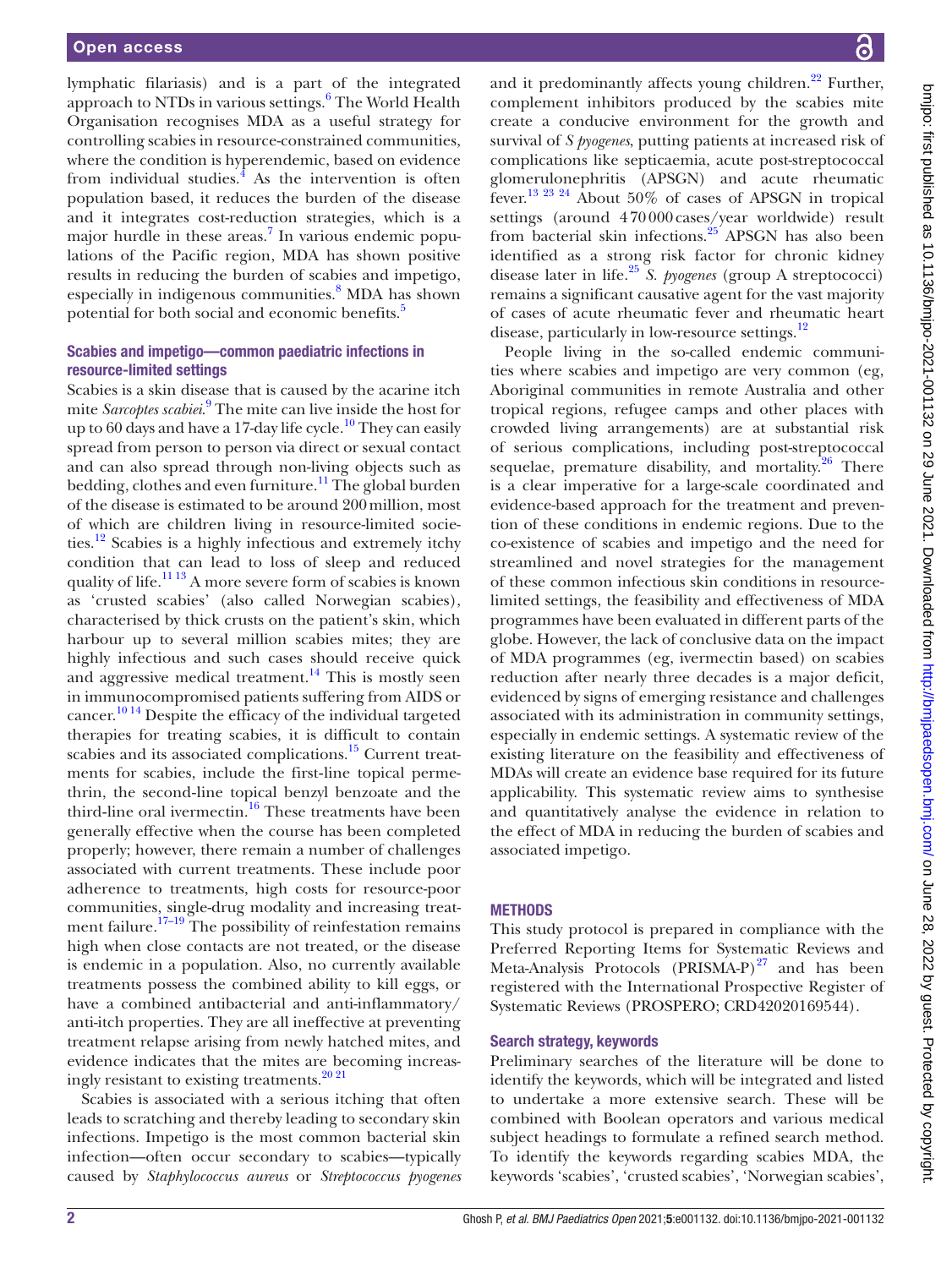lymphatic filariasis) and is a part of the integrated approach to NTDs in various settings.[6] The World Health Organisation recognises MDA as a useful strategy for controlling scabies in resource-constrained communities, where the condition is hyperendemic, based on evidence from individual studies.[4] As the intervention is often population based, it reduces the burden of the disease and it integrates cost-reduction strategies, which is a major hurdle in these areas.[7] In various endemic populations of the Pacific region, MDA has shown positive results in reducing the burden of scabies and impetigo, especially in indigenous communities.[8] MDA has shown potential for both social and economic benefits.[5]

### Scabies and impetigo—common paediatric infections in resource-limited settings

Scabies is a skin disease that is caused by the acarine itch mite *Sarcoptes scabiei*.[9] The mite can live inside the host for up to 60 days and have a 17-day life cycle.[10] They can easily spread from person to person via direct or sexual contact and can also spread through non-living objects such as bedding, clothes and even furniture.[11] The global burden of the disease is estimated to be around 200 million, most of which are children living in resource-limited societies.[12] Scabies is a highly infectious and extremely itchy condition that can lead to loss of sleep and reduced quality of life.[11,13] A more severe form of scabies is known as 'crusted scabies' (also called Norwegian scabies), characterised by thick crusts on the patient's skin, which harbour up to several million scabies mites; they are highly infectious and such cases should receive quick and aggressive medical treatment.[14] This is mostly seen in immunocompromised patients suffering from AIDS or cancer.[10,14] Despite the efficacy of the individual targeted therapies for treating scabies, it is difficult to contain scabies and its associated complications.[15] Current treatments for scabies, include the first-line topical permethrin, the second-line topical benzyl benzoate and the third-line oral ivermectin.[16] These treatments have been generally effective when the course has been completed properly; however, there remain a number of challenges associated with current treatments. These include poor adherence to treatments, high costs for resource-poor communities, single-drug modality and increasing treatment failure.[17–19] The possibility of reinfestation remains high when close contacts are not treated, or the disease is endemic in a population. Also, no currently available treatments possess the combined ability to kill eggs, or have a combined antibacterial and anti-inflammatory/anti-itch properties. They are all ineffective at preventing treatment relapse arising from newly hatched mites, and evidence indicates that the mites are becoming increasingly resistant to existing treatments.[20,21]

Scabies is associated with a serious itching that often leads to scratching and thereby leading to secondary skin infections. Impetigo is the most common bacterial skin infection—often occur secondary to scabies—typically caused by *Staphylococcus aureus* or *Streptococcus pyogenes* and it predominantly affects young children.[22] Further, complement inhibitors produced by the scabies mite create a conducive environment for the growth and survival of *S pyogenes*, putting patients at increased risk of complications like septicaemia, acute post-streptococcal glomerulonephritis (APSGN) and acute rheumatic fever.[13,23,24] About 50% of cases of APSGN in tropical settings (around 470 000 cases/year worldwide) result from bacterial skin infections.[25] APSGN has also been identified as a strong risk factor for chronic kidney disease later in life.[25] *S. pyogenes* (group A streptococci) remains a significant causative agent for the vast majority of cases of acute rheumatic fever and rheumatic heart disease, particularly in low-resource settings.[12]

People living in the so-called endemic communities where scabies and impetigo are very common (eg, Aboriginal communities in remote Australia and other tropical regions, refugee camps and other places with crowded living arrangements) are at substantial risk of serious complications, including post-streptococcal sequelae, premature disability, and mortality.[26] There is a clear imperative for a large-scale coordinated and evidence-based approach for the treatment and prevention of these conditions in endemic regions. Due to the co-existence of scabies and impetigo and the need for streamlined and novel strategies for the management of these common infectious skin conditions in resource-limited settings, the feasibility and effectiveness of MDA programmes have been evaluated in different parts of the globe. However, the lack of conclusive data on the impact of MDA programmes (eg, ivermectin based) on scabies reduction after nearly three decades is a major deficit, evidenced by signs of emerging resistance and challenges associated with its administration in community settings, especially in endemic settings. A systematic review of the existing literature on the feasibility and effectiveness of MDAs will create an evidence base required for its future applicability. This systematic review aims to synthesise and quantitatively analyse the evidence in relation to the effect of MDA in reducing the burden of scabies and associated impetigo.

## METHODS

This study protocol is prepared in compliance with the Preferred Reporting Items for Systematic Reviews and Meta-Analysis Protocols (PRISMA-P)[27] and has been registered with the International Prospective Register of Systematic Reviews (PROSPERO; CRD42020169544).

### Search strategy, keywords

Preliminary searches of the literature will be done to identify the keywords, which will be integrated and listed to undertake a more extensive search. These will be combined with Boolean operators and various medical subject headings to formulate a refined search method. To identify the keywords regarding scabies MDA, the keywords 'scabies', 'crusted scabies', 'Norwegian scabies',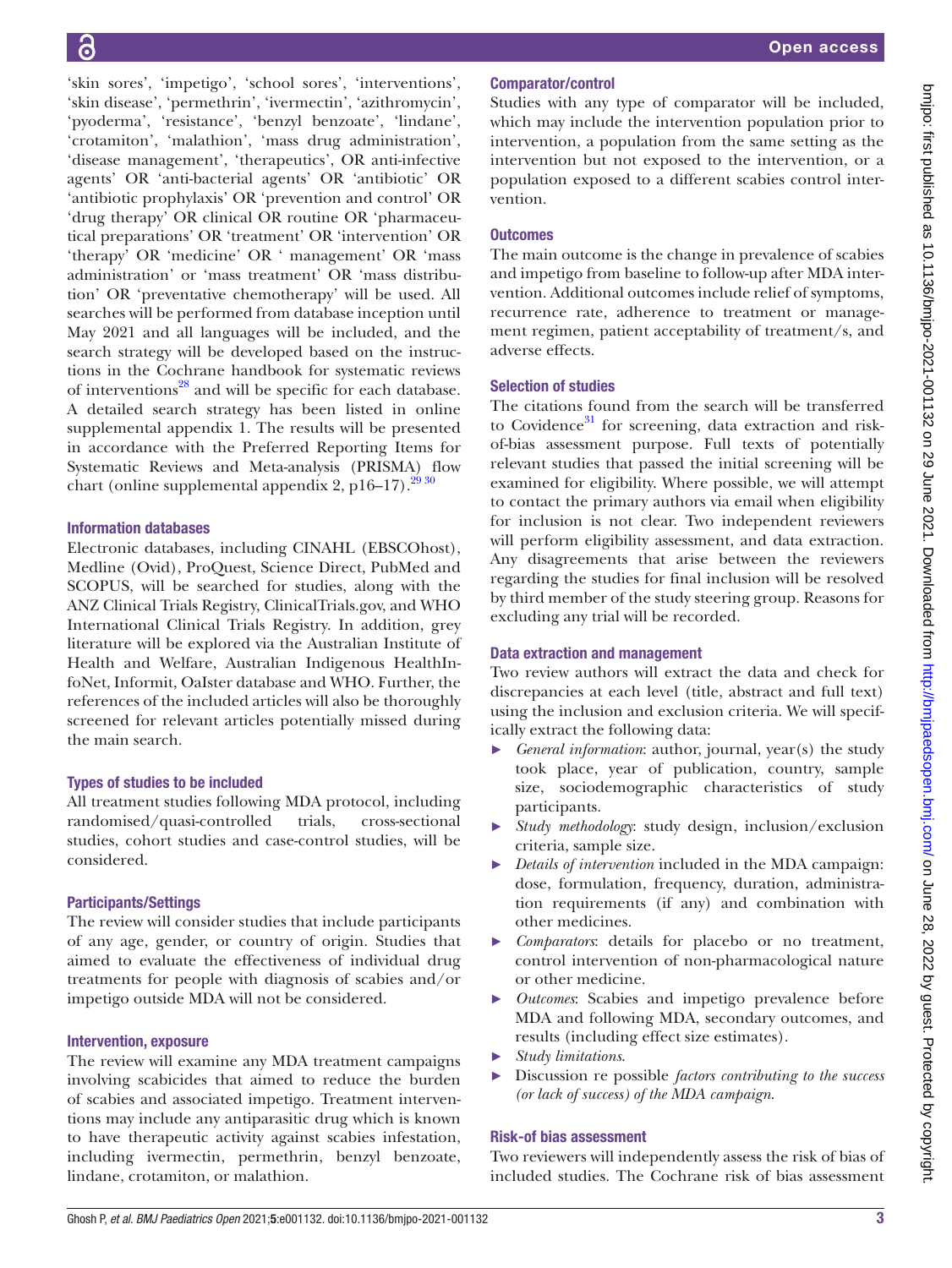'skin sores', 'impetigo', 'school sores', 'interventions', 'skin disease', 'permethrin', 'ivermectin', 'azithromycin', 'pyoderma', 'resistance', 'benzyl benzoate', 'lindane', 'crotamiton', 'malathion', 'mass drug administration', 'disease management', 'therapeutics', OR anti-infective agents' OR 'anti-bacterial agents' OR 'antibiotic' OR 'antibiotic prophylaxis' OR 'prevention and control' OR 'drug therapy' OR clinical OR routine OR 'pharmaceutical preparations' OR 'treatment' OR 'intervention' OR 'therapy' OR 'medicine' OR ' management' OR 'mass administration' or 'mass treatment' OR 'mass distribution' OR 'preventative chemotherapy' will be used. All searches will be performed from database inception until May 2021 and all languages will be included, and the search strategy will be developed based on the instructions in the Cochrane handbook for systematic reviews of interventions[28] and will be specific for each database. A detailed search strategy has been listed in online supplemental appendix 1. The results will be presented in accordance with the Preferred Reporting Items for Systematic Reviews and Meta-analysis (PRISMA) flow chart (online supplemental appendix 2, p16–17).[29 30]

### Information databases

Electronic databases, including CINAHL (EBSCOhost), Medline (Ovid), ProQuest, Science Direct, PubMed and SCOPUS, will be searched for studies, along with the ANZ Clinical Trials Registry, ClinicalTrials.gov, and WHO International Clinical Trials Registry. In addition, grey literature will be explored via the Australian Institute of Health and Welfare, Australian Indigenous HealthInfoNet, Informit, OaIster database and WHO. Further, the references of the included articles will also be thoroughly screened for relevant articles potentially missed during the main search.

### Types of studies to be included

All treatment studies following MDA protocol, including randomised/quasi-controlled trials, cross-sectional studies, cohort studies and case-control studies, will be considered.

### Participants/Settings

The review will consider studies that include participants of any age, gender, or country of origin. Studies that aimed to evaluate the effectiveness of individual drug treatments for people with diagnosis of scabies and/or impetigo outside MDA will not be considered.

### Intervention, exposure

The review will examine any MDA treatment campaigns involving scabicides that aimed to reduce the burden of scabies and associated impetigo. Treatment interventions may include any antiparasitic drug which is known to have therapeutic activity against scabies infestation, including ivermectin, permethrin, benzyl benzoate, lindane, crotamiton, or malathion.

### Comparator/control

Studies with any type of comparator will be included, which may include the intervention population prior to intervention, a population from the same setting as the intervention but not exposed to the intervention, or a population exposed to a different scabies control intervention.

### Outcomes

The main outcome is the change in prevalence of scabies and impetigo from baseline to follow-up after MDA intervention. Additional outcomes include relief of symptoms, recurrence rate, adherence to treatment or management regimen, patient acceptability of treatment/s, and adverse effects.

### Selection of studies

The citations found from the search will be transferred to Covidence[31] for screening, data extraction and risk-of-bias assessment purpose. Full texts of potentially relevant studies that passed the initial screening will be examined for eligibility. Where possible, we will attempt to contact the primary authors via email when eligibility for inclusion is not clear. Two independent reviewers will perform eligibility assessment, and data extraction. Any disagreements that arise between the reviewers regarding the studies for final inclusion will be resolved by third member of the study steering group. Reasons for excluding any trial will be recorded.

### Data extraction and management

Two review authors will extract the data and check for discrepancies at each level (title, abstract and full text) using the inclusion and exclusion criteria. We will specifically extract the following data:

- *General information*: author, journal, year(s) the study took place, year of publication, country, sample size, sociodemographic characteristics of study participants.
- *Study methodology*: study design, inclusion/exclusion criteria, sample size.
- *Details of intervention* included in the MDA campaign: dose, formulation, frequency, duration, administration requirements (if any) and combination with other medicines.
- *Comparators*: details for placebo or no treatment, control intervention of non-pharmacological nature or other medicine.
- *Outcomes*: Scabies and impetigo prevalence before MDA and following MDA, secondary outcomes, and results (including effect size estimates).
- *Study limitations*.
- Discussion re possible *factors contributing to the success (or lack of success) of the MDA campaign*.

### Risk-of bias assessment

Two reviewers will independently assess the risk of bias of included studies. The Cochrane risk of bias assessment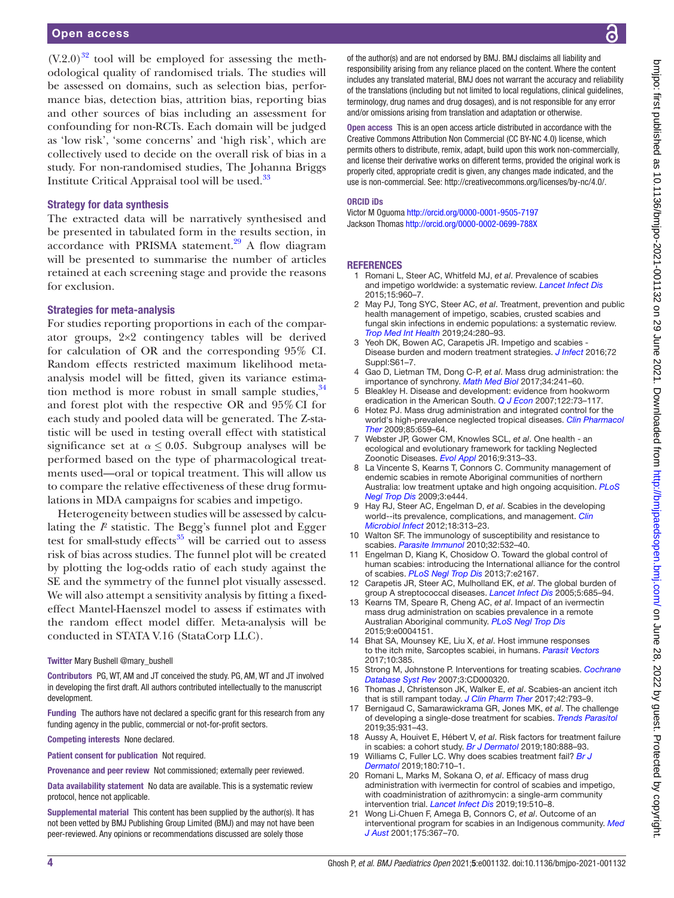(V.2.0)[32] tool will be employed for assessing the methodological quality of randomised trials. The studies will be assessed on domains, such as selection bias, performance bias, detection bias, attrition bias, reporting bias and other sources of bias including an assessment for confounding for non-RCTs. Each domain will be judged as 'low risk', 'some concerns' and 'high risk', which are collectively used to decide on the overall risk of bias in a study. For non-randomised studies, The Johanna Briggs Institute Critical Appraisal tool will be used.[33]

### Strategy for data synthesis

The extracted data will be narratively synthesised and be presented in tabulated form in the results section, in accordance with PRISMA statement.[29] A flow diagram will be presented to summarise the number of articles retained at each screening stage and provide the reasons for exclusion.

### Strategies for meta-analysis

For studies reporting proportions in each of the comparator groups, 2×2 contingency tables will be derived for calculation of OR and the corresponding 95% CI. Random effects restricted maximum likelihood meta-analysis model will be fitted, given its variance estimation method is more robust in small sample studies,[34] and forest plot with the respective OR and 95% CI for each study and pooled data will be generated. The Z-statistic will be used in testing overall effect with statistical significance set at $\alpha \leq 0.05$. Subgroup analyses will be performed based on the type of pharmacological treatments used—oral or topical treatment. This will allow us to compare the relative effectiveness of these drug formulations in MDA campaigns for scabies and impetigo.

Heterogeneity between studies will be assessed by calculating the $I^2$ statistic. The Begg's funnel plot and Egger test for small-study effects[35] will be carried out to assess risk of bias across studies. The funnel plot will be created by plotting the log-odds ratio of each study against the SE and the symmetry of the funnel plot visually assessed. We will also attempt a sensitivity analysis by fitting a fixed-effect Mantel-Haenszel model to assess if estimates with the random effect model differ. Meta-analysis will be conducted in STATA V.16 (StataCorp LLC).

**Twitter** Mary Bushell @mary_bushell

**Contributors** PG, WT, AM and JT conceived the study. PG, AM, WT and JT involved in developing the first draft. All authors contributed intellectually to the manuscript development.

**Funding** The authors have not declared a specific grant for this research from any funding agency in the public, commercial or not-for-profit sectors.

**Competing interests** None declared.

**Patient consent for publication** Not required.

**Provenance and peer review** Not commissioned; externally peer reviewed.

**Data availability statement** No data are available. This is a systematic review protocol, hence not applicable.

**Supplemental material** This content has been supplied by the author(s). It has not been vetted by BMJ Publishing Group Limited (BMJ) and may not have been peer-reviewed. Any opinions or recommendations discussed are solely those of the author(s) and are not endorsed by BMJ. BMJ disclaims all liability and responsibility arising from any reliance placed on the content. Where the content includes any translated material, BMJ does not warrant the accuracy and reliability of the translations (including but not limited to local regulations, clinical guidelines, terminology, drug names and drug dosages), and is not responsible for any error and/or omissions arising from translation and adaptation or otherwise.

**Open access** This is an open access article distributed in accordance with the Creative Commons Attribution Non Commercial (CC BY-NC 4.0) license, which permits others to distribute, remix, adapt, build upon this work non-commercially, and license their derivative works on different terms, provided the original work is properly cited, appropriate credit is given, any changes made indicated, and the use is non-commercial. See: http://creativecommons.org/licenses/by-nc/4.0/.

### ORCID iDs

Victor M Oguoma http://orcid.org/0000-0001-9505-7197
Jackson Thomas http://orcid.org/0000-0002-0699-788X

## REFERENCES

1. Romani L, Steer AC, Whitfeld MJ, *et al*. Prevalence of scabies and impetigo worldwide: a systematic review. *Lancet Infect Dis* 2015;15:960–7.
2. May PJ, Tong SYC, Steer AC, *et al*. Treatment, prevention and public health management of impetigo, scabies, crusted scabies and fungal skin infections in endemic populations: a systematic review. *Trop Med Int Health* 2019;24:280–93.
3. Yeoh DK, Bowen AC, Carapetis JR. Impetigo and scabies - Disease burden and modern treatment strategies. *J Infect* 2016;72 Suppl:S61–7.
4. Gao D, Lietman TM, Dong C-P, *et al*. Mass drug administration: the importance of synchrony. *Math Med Biol* 2017;34:241–60.
5. Bleakley H. Disease and development: evidence from hookworm eradication in the American South. *Q J Econ* 2007;122:73–117.
6. Hotez PJ. Mass drug administration and integrated control for the world's high-prevalence neglected tropical diseases. *Clin Pharmacol Ther* 2009;85:659–64.
7. Webster JP, Gower CM, Knowles SCL, *et al*. One health - an ecological and evolutionary framework for tackling Neglected Zoonotic Diseases. *Evol Appl* 2016;9:313–33.
8. La Vincente S, Kearns T, Connors C. Community management of endemic scabies in remote Aboriginal communities of northern Australia: low treatment uptake and high ongoing acquisition. *PLoS Negl Trop Dis* 2009;3:e444.
9. Hay RJ, Steer AC, Engelman D, *et al*. Scabies in the developing world--its prevalence, complications, and management. *Clin Microbiol Infect* 2012;18:313–23.
10. Walton SF. The immunology of susceptibility and resistance to scabies. *Parasite Immunol* 2010;32:532–40.
11. Engelman D, Kiang K, Chosidow O. Toward the global control of human scabies: introducing the International alliance for the control of scabies. *PLoS Negl Trop Dis* 2013;7:e2167.
12. Carapetis JR, Steer AC, Mulholland EK, *et al*. The global burden of group A streptococcal diseases. *Lancet Infect Dis* 2005;5:685–94.
13. Kearns TM, Speare R, Cheng AC, *et al*. Impact of an ivermectin mass drug administration on scabies prevalence in a remote Australian Aboriginal community. *PLoS Negl Trop Dis* 2015;9:e0004151.
14. Bhat SA, Mounsey KE, Liu X, *et al*. Host immune responses to the itch mite, Sarcoptes scabiei, in humans. *Parasit Vectors* 2017;10:385.
15. Strong M, Johnstone P. Interventions for treating scabies. *Cochrane Database Syst Rev* 2007;3:CD000320.
16. Thomas J, Christenson JK, Walker E, *et al*. Scabies-an ancient itch that is still rampant today. *J Clin Pharm Ther* 2017;42:793–9.
17. Bernigaud C, Samarawickrama GR, Jones MK, *et al*. The challenge of developing a single-dose treatment for scabies. *Trends Parasitol* 2019;35:931–43.
18. Aussy A, Houivet E, Hébert V, *et al*. Risk factors for treatment failure in scabies: a cohort study. *Br J Dermatol* 2019;180:888–93.
19. Williams C, Fuller LC. Why does scabies treatment fail? *Br J Dermatol* 2019;180:710–1.
20. Romani L, Marks M, Sokana O, *et al*. Efficacy of mass drug administration with ivermectin for control of scabies and impetigo, with coadministration of azithromycin: a single-arm community intervention trial. *Lancet Infect Dis* 2019;19:510–8.
21. Wong Li-Chuen F, Amega B, Connors C, *et al*. Outcome of an interventional program for scabies in an Indigenous community. *Med J Aust* 2001;175:367–70.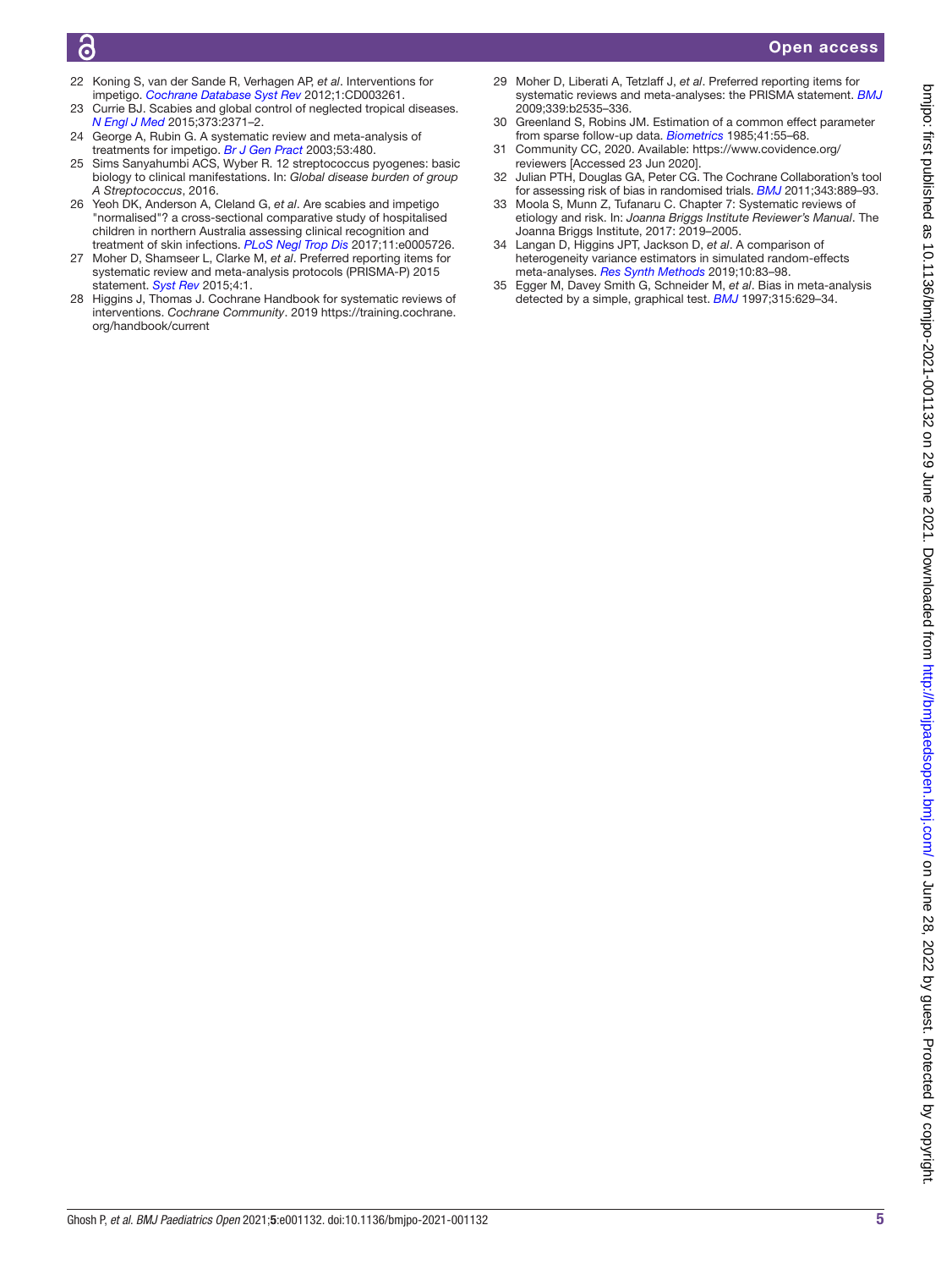22 Koning S, van der Sande R, Verhagen AP, *et al*. Interventions for impetigo. *Cochrane Database Syst Rev* 2012;1:CD003261.

23 Currie BJ. Scabies and global control of neglected tropical diseases. *N Engl J Med* 2015;373:2371–2.

24 George A, Rubin G. A systematic review and meta-analysis of treatments for impetigo. *Br J Gen Pract* 2003;53:480.

25 Sims Sanyahumbi ACS, Wyber R. 12 streptococcus pyogenes: basic biology to clinical manifestations. In: *Global disease burden of group A Streptococcus*, 2016.

26 Yeoh DK, Anderson A, Cleland G, *et al*. Are scabies and impetigo "normalised"? a cross-sectional comparative study of hospitalised children in northern Australia assessing clinical recognition and treatment of skin infections. *PLoS Negl Trop Dis* 2017;11:e0005726.

27 Moher D, Shamseer L, Clarke M, *et al*. Preferred reporting items for systematic review and meta-analysis protocols (PRISMA-P) 2015 statement. *Syst Rev* 2015;4:1.

28 Higgins J, Thomas J. Cochrane Handbook for systematic reviews of interventions. *Cochrane Community*. 2019 https://training.cochrane.org/handbook/current

29 Moher D, Liberati A, Tetzlaff J, *et al*. Preferred reporting items for systematic reviews and meta-analyses: the PRISMA statement. *BMJ* 2009;339:b2535–336.

30 Greenland S, Robins JM. Estimation of a common effect parameter from sparse follow-up data. *Biometrics* 1985;41:55–68.

31 Community CC, 2020. Available: https://www.covidence.org/reviewers [Accessed 23 Jun 2020].

32 Julian PTH, Douglas GA, Peter CG. The Cochrane Collaboration's tool for assessing risk of bias in randomised trials. *BMJ* 2011;343:889–93.

33 Moola S, Munn Z, Tufanaru C. Chapter 7: Systematic reviews of etiology and risk. In: *Joanna Briggs Institute Reviewer's Manual*. The Joanna Briggs Institute, 2017: 2019–2005.

34 Langan D, Higgins JPT, Jackson D, *et al*. A comparison of heterogeneity variance estimators in simulated random-effects meta-analyses. *Res Synth Methods* 2019;10:83–98.

35 Egger M, Davey Smith G, Schneider M, *et al*. Bias in meta-analysis detected by a simple, graphical test. *BMJ* 1997;315:629–34.